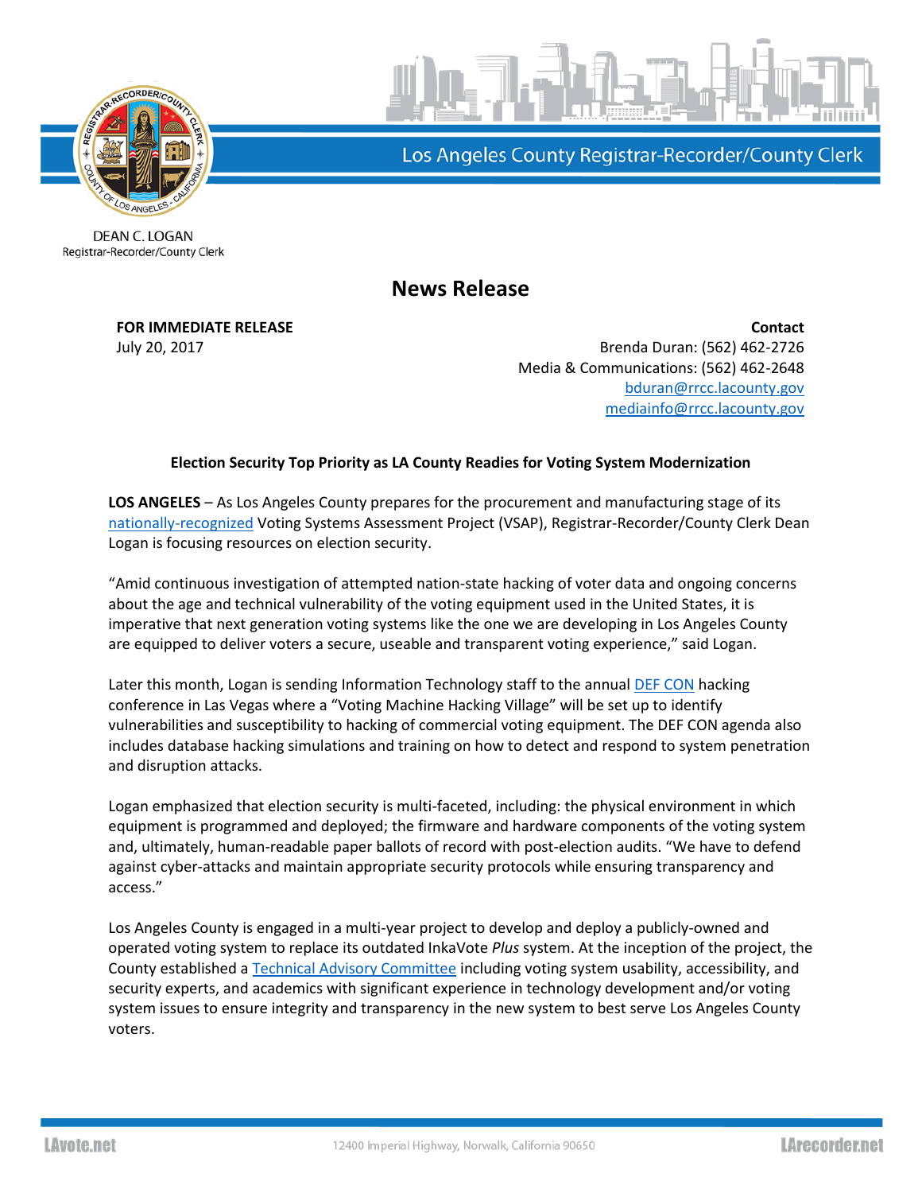Los Angeles County Registrar-Recorder/County Clerk

DEAN C. LOGAN
Registrar-Recorder/County Clerk

# News Release

**FOR IMMEDIATE RELEASE**
July 20, 2017

**Contact**
Brenda Duran: (562) 462-2726
Media & Communications: (562) 462-2648
bduran@rrcc.lacounty.gov
mediainfo@rrcc.lacounty.gov

### Election Security Top Priority as LA County Readies for Voting System Modernization

**LOS ANGELES** – As Los Angeles County prepares for the procurement and manufacturing stage of its nationally-recognized Voting Systems Assessment Project (VSAP), Registrar-Recorder/County Clerk Dean Logan is focusing resources on election security.

"Amid continuous investigation of attempted nation-state hacking of voter data and ongoing concerns about the age and technical vulnerability of the voting equipment used in the United States, it is imperative that next generation voting systems like the one we are developing in Los Angeles County are equipped to deliver voters a secure, useable and transparent voting experience," said Logan.

Later this month, Logan is sending Information Technology staff to the annual DEF CON hacking conference in Las Vegas where a "Voting Machine Hacking Village" will be set up to identify vulnerabilities and susceptibility to hacking of commercial voting equipment. The DEF CON agenda also includes database hacking simulations and training on how to detect and respond to system penetration and disruption attacks.

Logan emphasized that election security is multi-faceted, including: the physical environment in which equipment is programmed and deployed; the firmware and hardware components of the voting system and, ultimately, human-readable paper ballots of record with post-election audits. "We have to defend against cyber-attacks and maintain appropriate security protocols while ensuring transparency and access."

Los Angeles County is engaged in a multi-year project to develop and deploy a publicly-owned and operated voting system to replace its outdated InkaVote *Plus* system. At the inception of the project, the County established a Technical Advisory Committee including voting system usability, accessibility, and security experts, and academics with significant experience in technology development and/or voting system issues to ensure integrity and transparency in the new system to best serve Los Angeles County voters.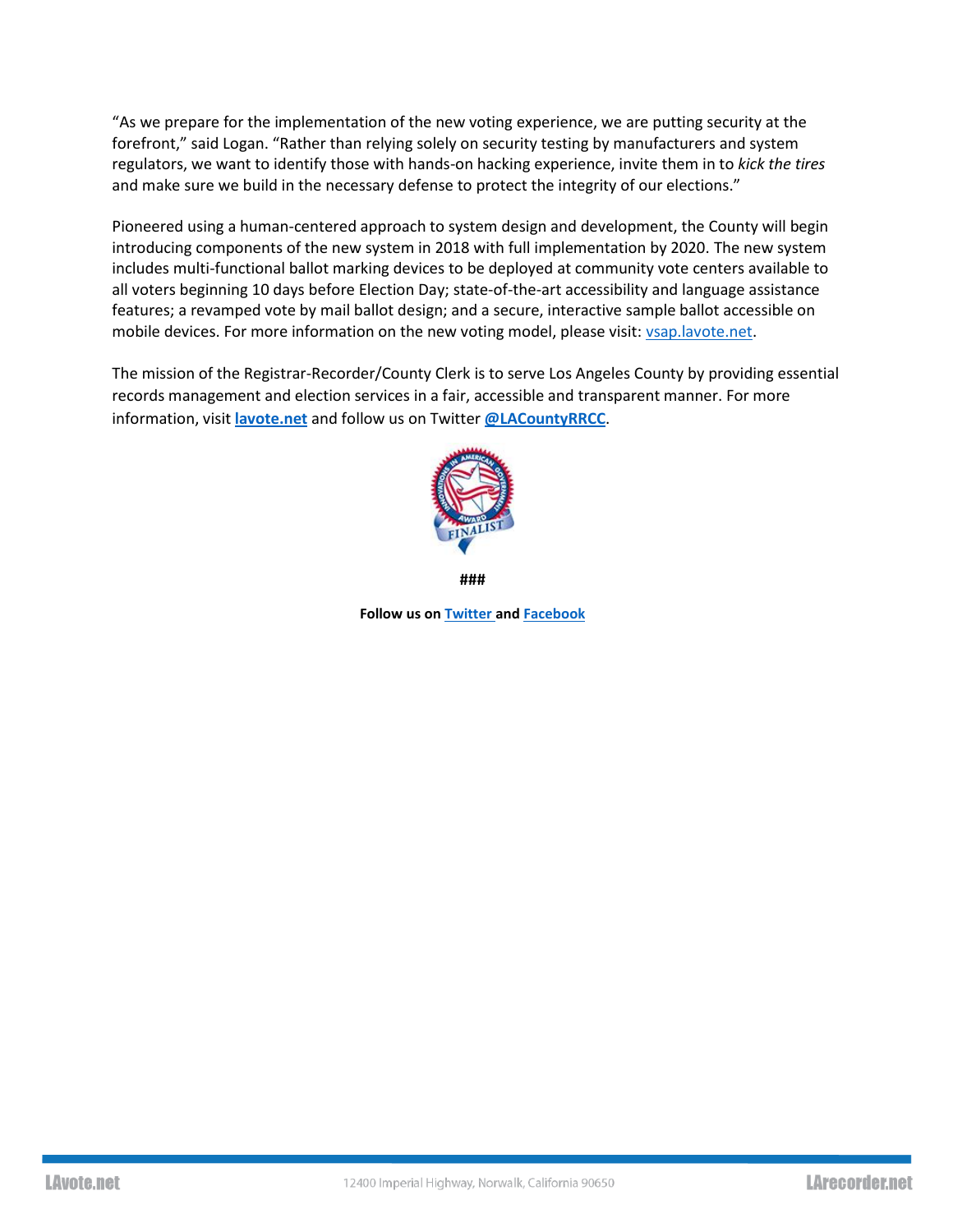"As we prepare for the implementation of the new voting experience, we are putting security at the forefront," said Logan. "Rather than relying solely on security testing by manufacturers and system regulators, we want to identify those with hands-on hacking experience, invite them in to *kick the tires* and make sure we build in the necessary defense to protect the integrity of our elections."

Pioneered using a human-centered approach to system design and development, the County will begin introducing components of the new system in 2018 with full implementation by 2020. The new system includes multi-functional ballot marking devices to be deployed at community vote centers available to all voters beginning 10 days before Election Day; state-of-the-art accessibility and language assistance features; a revamped vote by mail ballot design; and a secure, interactive sample ballot accessible on mobile devices. For more information on the new voting model, please visit: vsap.lavote.net.

The mission of the Registrar-Recorder/County Clerk is to serve Los Angeles County by providing essential records management and election services in a fair, accessible and transparent manner. For more information, visit **lavote.net** and follow us on Twitter **@LACountyRRCC**.

###

**Follow us on Twitter and Facebook**